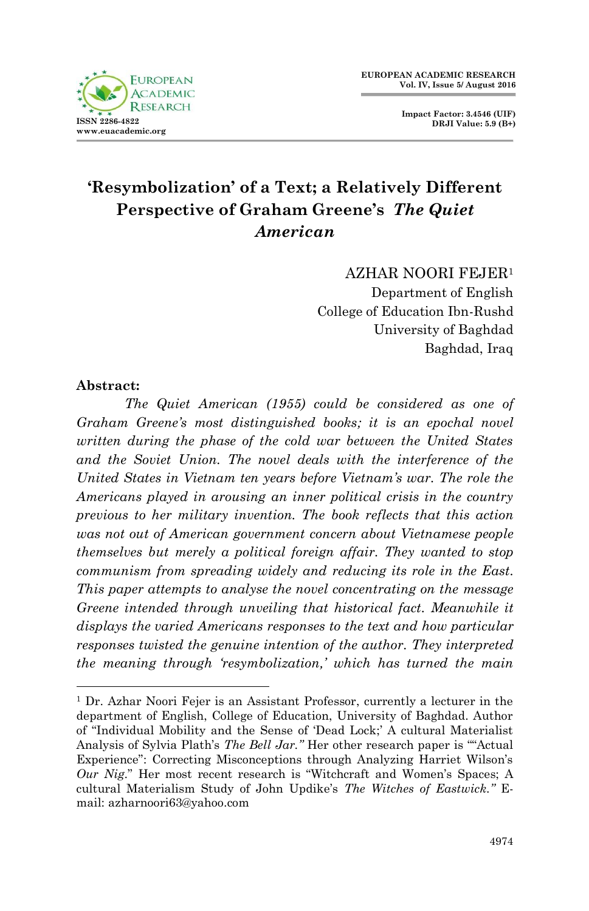# 'Resymbolization' of a Text; a Relatively Different Perspective of Graham Greene's *The Quiet American*

AZHAR NOORI FEJER[1]
Department of English
College of Education Ibn-Rushd
University of Baghdad
Baghdad, Iraq

**Abstract:**

*The Quiet American (1955) could be considered as one of Graham Greene's most distinguished books; it is an epochal novel written during the phase of the cold war between the United States and the Soviet Union. The novel deals with the interference of the United States in Vietnam ten years before Vietnam's war. The role the Americans played in arousing an inner political crisis in the country previous to her military invention. The book reflects that this action was not out of American government concern about Vietnamese people themselves but merely a political foreign affair. They wanted to stop communism from spreading widely and reducing its role in the East. This paper attempts to analyse the novel concentrating on the message Greene intended through unveiling that historical fact. Meanwhile it displays the varied Americans responses to the text and how particular responses twisted the genuine intention of the author. They interpreted the meaning through 'resymbolization,' which has turned the main*

---

[1] Dr. Azhar Noori Fejer is an Assistant Professor, currently a lecturer in the department of English, College of Education, University of Baghdad. Author of "Individual Mobility and the Sense of 'Dead Lock;' A cultural Materialist Analysis of Sylvia Plath's *The Bell Jar."* Her other research paper is ""Actual Experience": Correcting Misconceptions through Analyzing Harriet Wilson's *Our Nig*." Her most recent research is "Witchcraft and Women's Spaces; A cultural Materialism Study of John Updike's *The Witches of Eastwick."* E-mail: azharnoori63@yahoo.com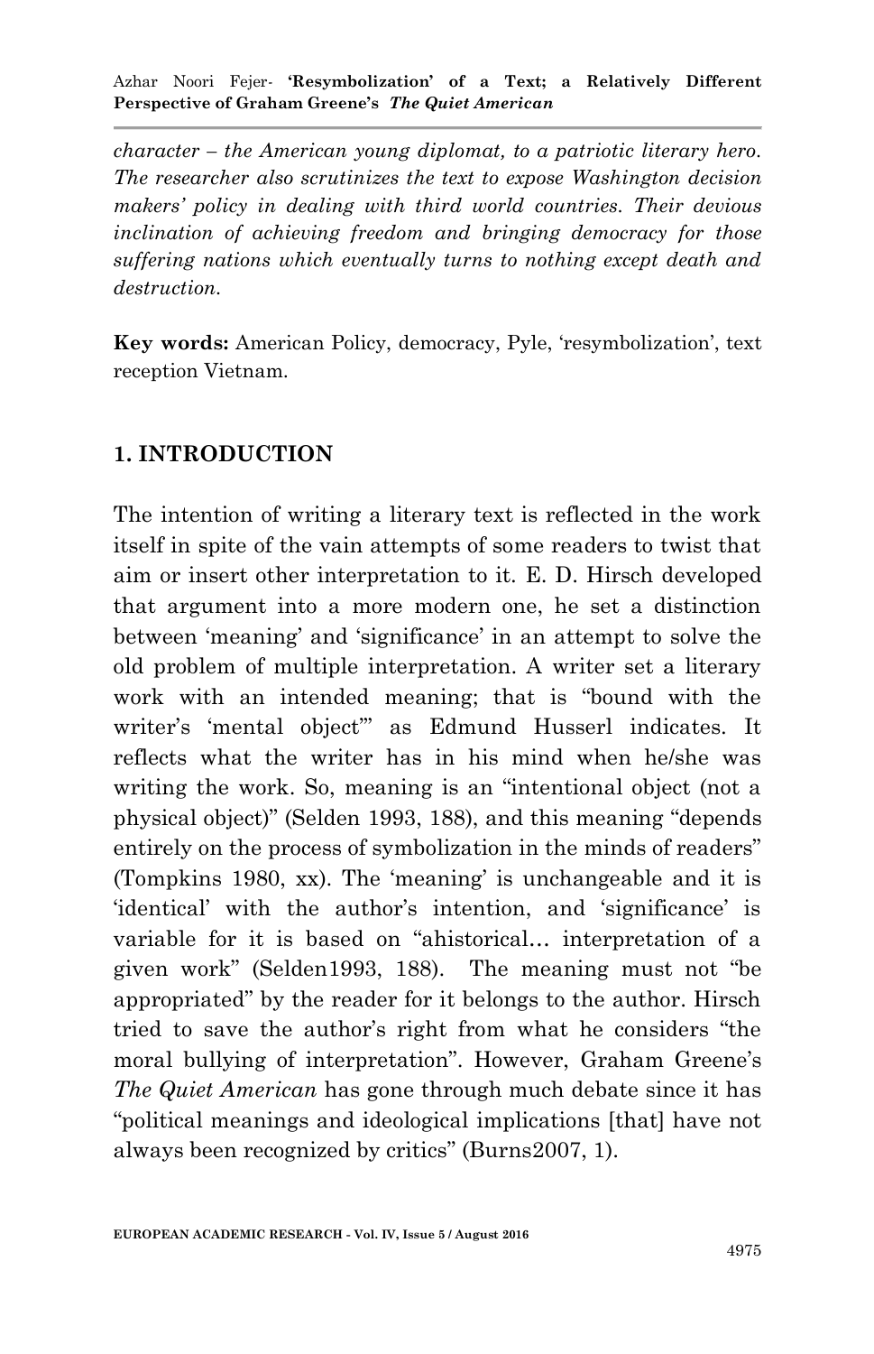*character – the American young diplomat, to a patriotic literary hero. The researcher also scrutinizes the text to expose Washington decision makers' policy in dealing with third world countries. Their devious inclination of achieving freedom and bringing democracy for those suffering nations which eventually turns to nothing except death and destruction.*

**Key words:** American Policy, democracy, Pyle, 'resymbolization', text reception Vietnam.

## 1. INTRODUCTION

The intention of writing a literary text is reflected in the work itself in spite of the vain attempts of some readers to twist that aim or insert other interpretation to it. E. D. Hirsch developed that argument into a more modern one, he set a distinction between 'meaning' and 'significance' in an attempt to solve the old problem of multiple interpretation. A writer set a literary work with an intended meaning; that is "bound with the writer's 'mental object'" as Edmund Husserl indicates. It reflects what the writer has in his mind when he/she was writing the work. So, meaning is an "intentional object (not a physical object)" (Selden 1993, 188), and this meaning "depends entirely on the process of symbolization in the minds of readers" (Tompkins 1980, xx). The 'meaning' is unchangeable and it is 'identical' with the author's intention, and 'significance' is variable for it is based on "ahistorical… interpretation of a given work" (Selden1993, 188). The meaning must not "be appropriated" by the reader for it belongs to the author. Hirsch tried to save the author's right from what he considers "the moral bullying of interpretation". However, Graham Greene's *The Quiet American* has gone through much debate since it has "political meanings and ideological implications [that] have not always been recognized by critics" (Burns2007, 1).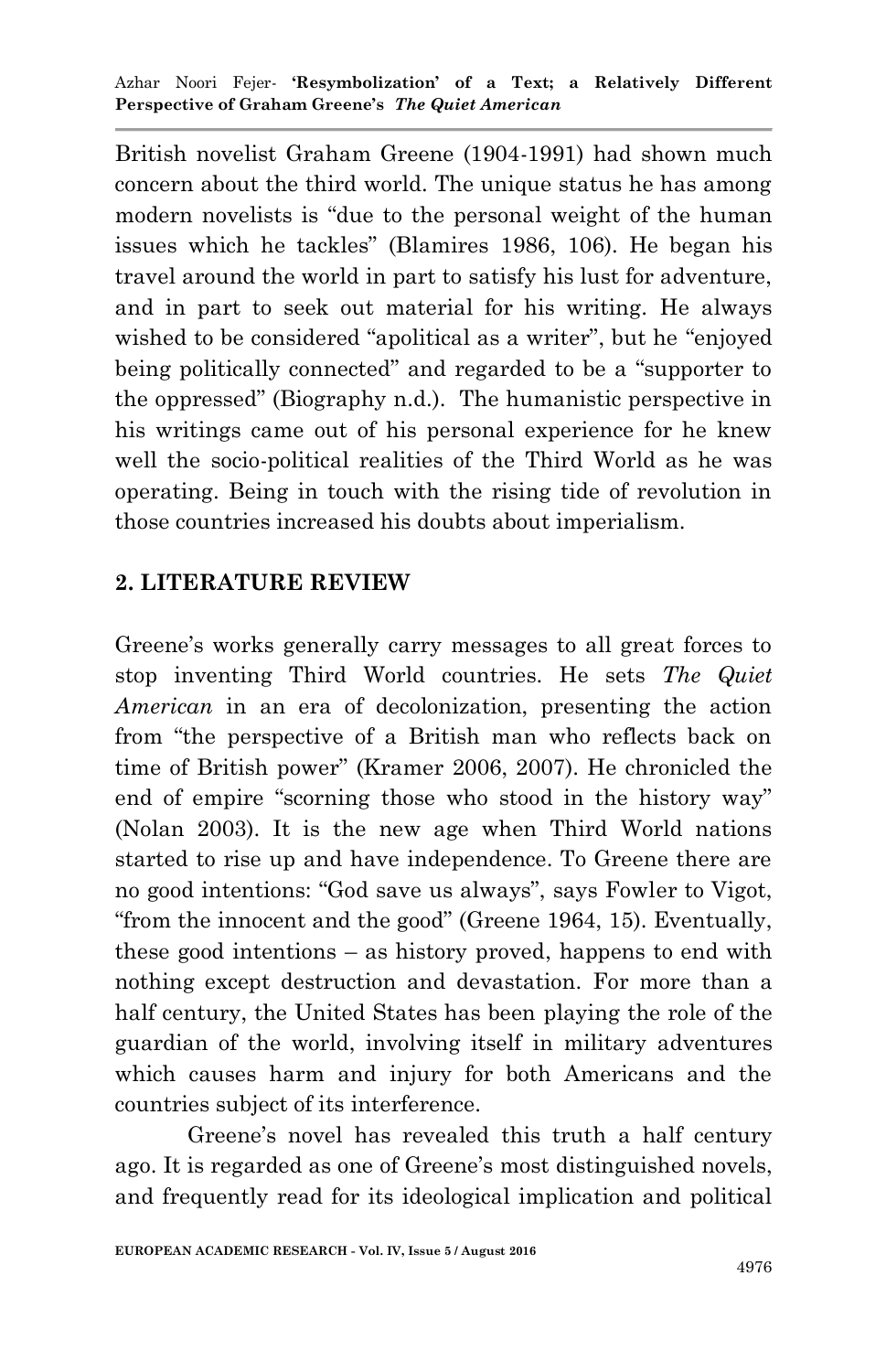British novelist Graham Greene (1904-1991) had shown much concern about the third world. The unique status he has among modern novelists is "due to the personal weight of the human issues which he tackles" (Blamires 1986, 106). He began his travel around the world in part to satisfy his lust for adventure, and in part to seek out material for his writing. He always wished to be considered "apolitical as a writer", but he "enjoyed being politically connected" and regarded to be a "supporter to the oppressed" (Biography n.d.). The humanistic perspective in his writings came out of his personal experience for he knew well the socio-political realities of the Third World as he was operating. Being in touch with the rising tide of revolution in those countries increased his doubts about imperialism.

## 2. LITERATURE REVIEW

Greene's works generally carry messages to all great forces to stop inventing Third World countries. He sets *The Quiet American* in an era of decolonization, presenting the action from "the perspective of a British man who reflects back on time of British power" (Kramer 2006, 2007). He chronicled the end of empire "scorning those who stood in the history way" (Nolan 2003). It is the new age when Third World nations started to rise up and have independence. To Greene there are no good intentions: "God save us always", says Fowler to Vigot, "from the innocent and the good" (Greene 1964, 15). Eventually, these good intentions – as history proved, happens to end with nothing except destruction and devastation. For more than a half century, the United States has been playing the role of the guardian of the world, involving itself in military adventures which causes harm and injury for both Americans and the countries subject of its interference.

Greene's novel has revealed this truth a half century ago. It is regarded as one of Greene's most distinguished novels, and frequently read for its ideological implication and political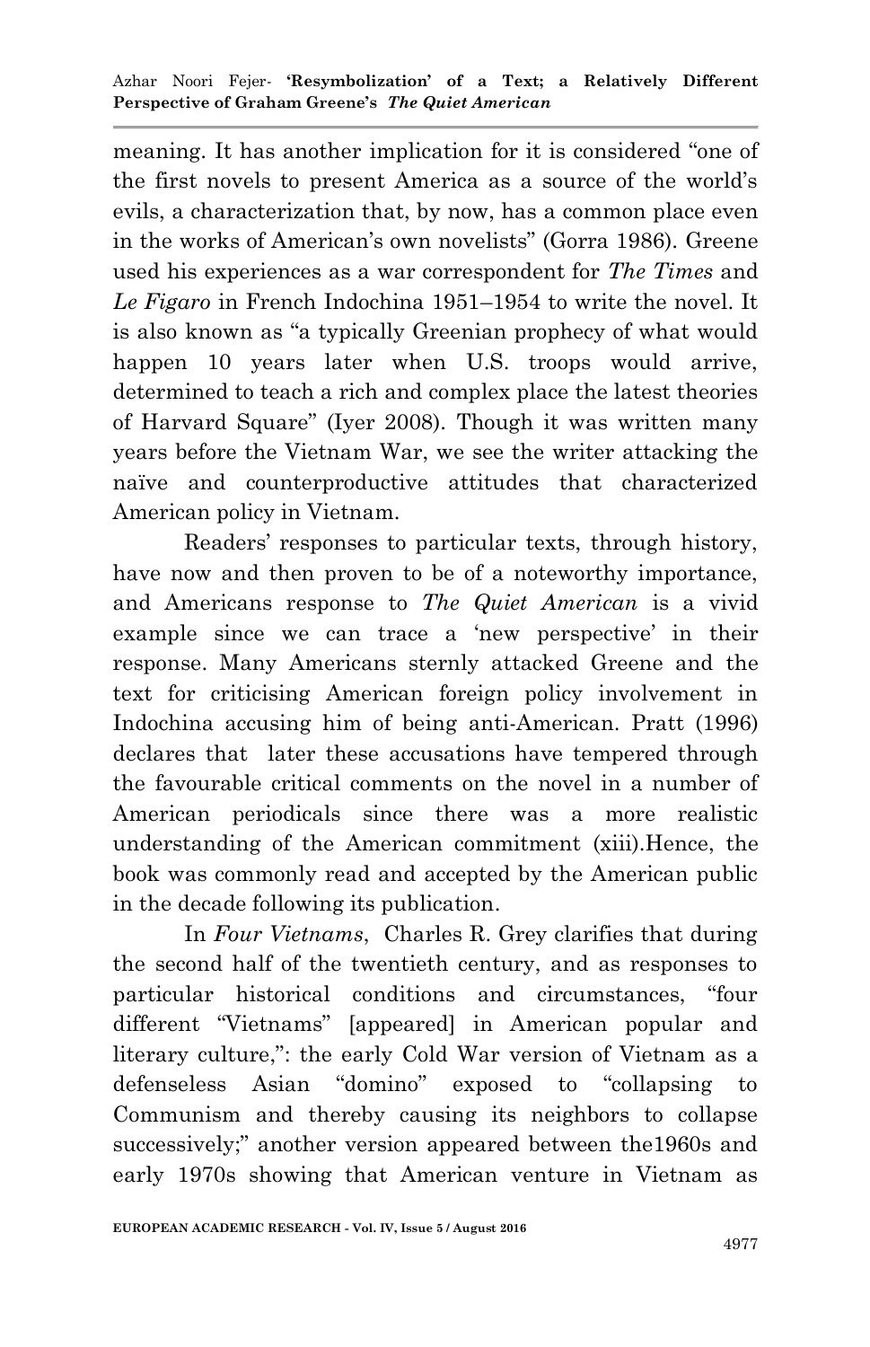meaning. It has another implication for it is considered "one of the first novels to present America as a source of the world's evils, a characterization that, by now, has a common place even in the works of American's own novelists" (Gorra 1986). Greene used his experiences as a war correspondent for *The Times* and *Le Figaro* in French Indochina 1951–1954 to write the novel. It is also known as "a typically Greenian prophecy of what would happen 10 years later when U.S. troops would arrive, determined to teach a rich and complex place the latest theories of Harvard Square" (Iyer 2008). Though it was written many years before the Vietnam War, we see the writer attacking the naïve and counterproductive attitudes that characterized American policy in Vietnam.

Readers' responses to particular texts, through history, have now and then proven to be of a noteworthy importance, and Americans response to *The Quiet American* is a vivid example since we can trace a 'new perspective' in their response. Many Americans sternly attacked Greene and the text for criticising American foreign policy involvement in Indochina accusing him of being anti-American. Pratt (1996) declares that later these accusations have tempered through the favourable critical comments on the novel in a number of American periodicals since there was a more realistic understanding of the American commitment (xiii).Hence, the book was commonly read and accepted by the American public in the decade following its publication.

In *Four Vietnams*, Charles R. Grey clarifies that during the second half of the twentieth century, and as responses to particular historical conditions and circumstances, "four different "Vietnams" [appeared] in American popular and literary culture,": the early Cold War version of Vietnam as a defenseless Asian "domino" exposed to "collapsing to Communism and thereby causing its neighbors to collapse successively;" another version appeared between the1960s and early 1970s showing that American venture in Vietnam as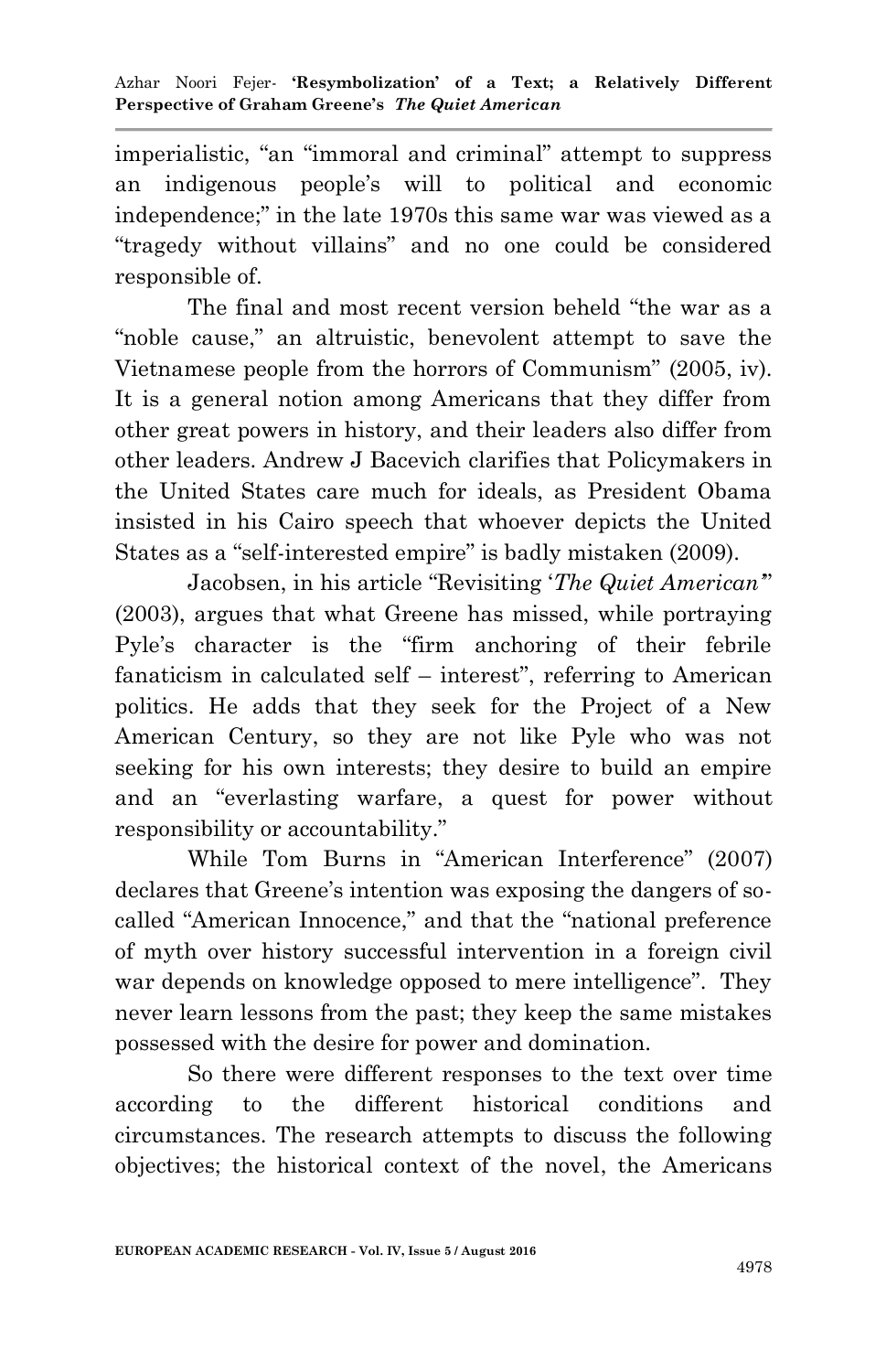imperialistic, "an "immoral and criminal" attempt to suppress an indigenous people's will to political and economic independence;" in the late 1970s this same war was viewed as a "tragedy without villains" and no one could be considered responsible of.

The final and most recent version beheld "the war as a "noble cause," an altruistic, benevolent attempt to save the Vietnamese people from the horrors of Communism" (2005, iv). It is a general notion among Americans that they differ from other great powers in history, and their leaders also differ from other leaders. Andrew J Bacevich clarifies that Policymakers in the United States care much for ideals, as President Obama insisted in his Cairo speech that whoever depicts the United States as a "self-interested empire" is badly mistaken (2009).

Jacobsen, in his article "Revisiting '*The Quiet American*'" (2003), argues that what Greene has missed, while portraying Pyle's character is the "firm anchoring of their febrile fanaticism in calculated self – interest", referring to American politics. He adds that they seek for the Project of a New American Century, so they are not like Pyle who was not seeking for his own interests; they desire to build an empire and an "everlasting warfare, a quest for power without responsibility or accountability."

While Tom Burns in "American Interference" (2007) declares that Greene's intention was exposing the dangers of so-called "American Innocence," and that the "national preference of myth over history successful intervention in a foreign civil war depends on knowledge opposed to mere intelligence". They never learn lessons from the past; they keep the same mistakes possessed with the desire for power and domination.

So there were different responses to the text over time according to the different historical conditions and circumstances. The research attempts to discuss the following objectives; the historical context of the novel, the Americans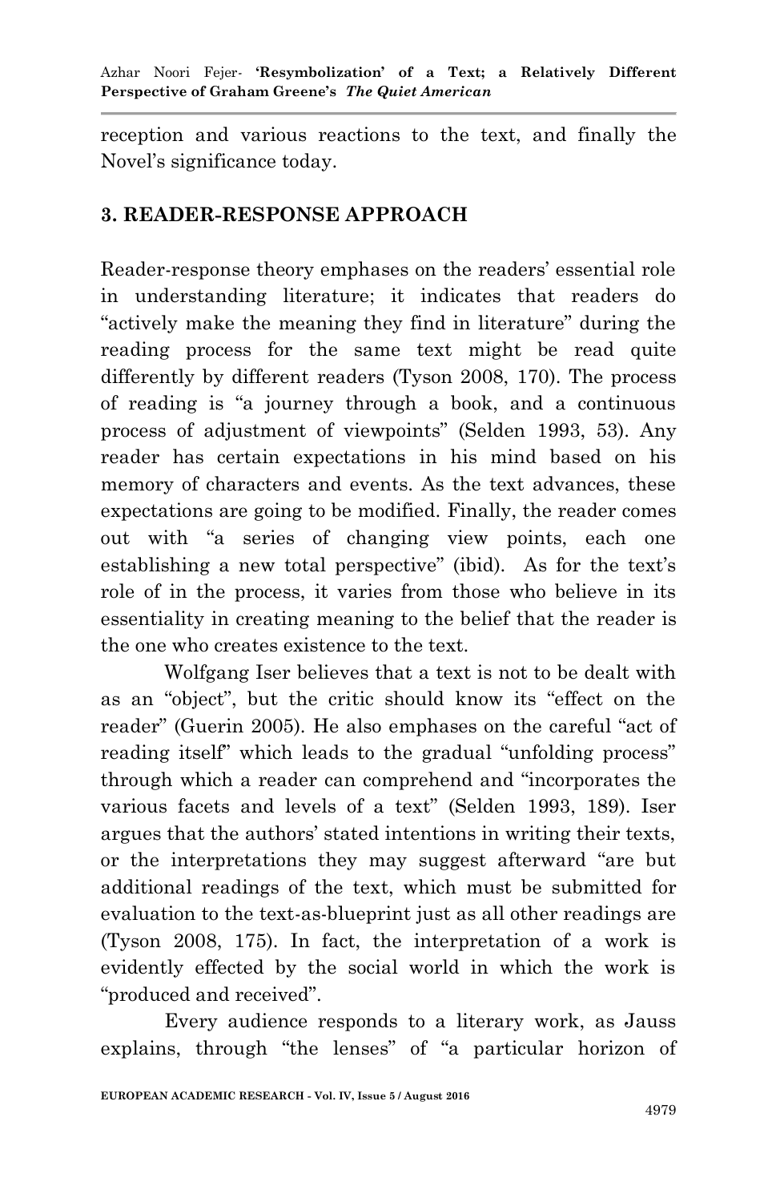reception and various reactions to the text, and finally the Novel's significance today.

## 3. READER-RESPONSE APPROACH

Reader-response theory emphases on the readers' essential role in understanding literature; it indicates that readers do "actively make the meaning they find in literature" during the reading process for the same text might be read quite differently by different readers (Tyson 2008, 170). The process of reading is "a journey through a book, and a continuous process of adjustment of viewpoints" (Selden 1993, 53). Any reader has certain expectations in his mind based on his memory of characters and events. As the text advances, these expectations are going to be modified. Finally, the reader comes out with "a series of changing view points, each one establishing a new total perspective" (ibid). As for the text's role of in the process, it varies from those who believe in its essentiality in creating meaning to the belief that the reader is the one who creates existence to the text.

Wolfgang Iser believes that a text is not to be dealt with as an "object", but the critic should know its "effect on the reader" (Guerin 2005). He also emphases on the careful "act of reading itself" which leads to the gradual "unfolding process" through which a reader can comprehend and "incorporates the various facets and levels of a text" (Selden 1993, 189). Iser argues that the authors' stated intentions in writing their texts, or the interpretations they may suggest afterward "are but additional readings of the text, which must be submitted for evaluation to the text-as-blueprint just as all other readings are (Tyson 2008, 175). In fact, the interpretation of a work is evidently effected by the social world in which the work is "produced and received".

Every audience responds to a literary work, as Jauss explains, through "the lenses" of "a particular horizon of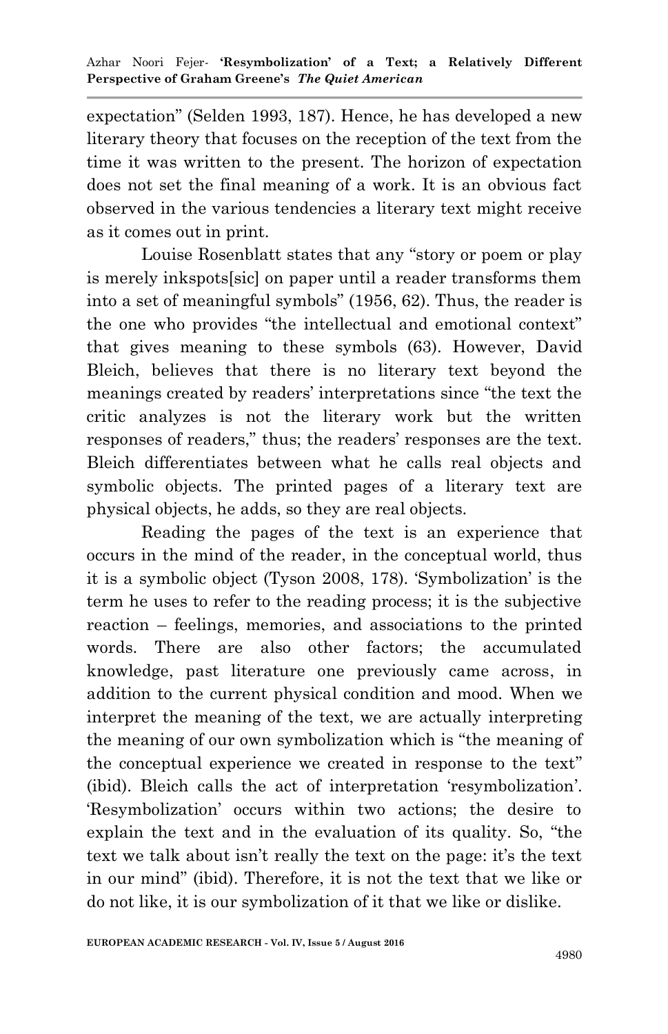expectation" (Selden 1993, 187). Hence, he has developed a new literary theory that focuses on the reception of the text from the time it was written to the present. The horizon of expectation does not set the final meaning of a work. It is an obvious fact observed in the various tendencies a literary text might receive as it comes out in print.

Louise Rosenblatt states that any "story or poem or play is merely inkspots[sic] on paper until a reader transforms them into a set of meaningful symbols" (1956, 62). Thus, the reader is the one who provides "the intellectual and emotional context" that gives meaning to these symbols (63). However, David Bleich, believes that there is no literary text beyond the meanings created by readers' interpretations since "the text the critic analyzes is not the literary work but the written responses of readers," thus; the readers' responses are the text. Bleich differentiates between what he calls real objects and symbolic objects. The printed pages of a literary text are physical objects, he adds, so they are real objects.

Reading the pages of the text is an experience that occurs in the mind of the reader, in the conceptual world, thus it is a symbolic object (Tyson 2008, 178). 'Symbolization' is the term he uses to refer to the reading process; it is the subjective reaction – feelings, memories, and associations to the printed words. There are also other factors; the accumulated knowledge, past literature one previously came across, in addition to the current physical condition and mood. When we interpret the meaning of the text, we are actually interpreting the meaning of our own symbolization which is "the meaning of the conceptual experience we created in response to the text" (ibid). Bleich calls the act of interpretation 'resymbolization'. 'Resymbolization' occurs within two actions; the desire to explain the text and in the evaluation of its quality. So, "the text we talk about isn't really the text on the page: it's the text in our mind" (ibid). Therefore, it is not the text that we like or do not like, it is our symbolization of it that we like or dislike.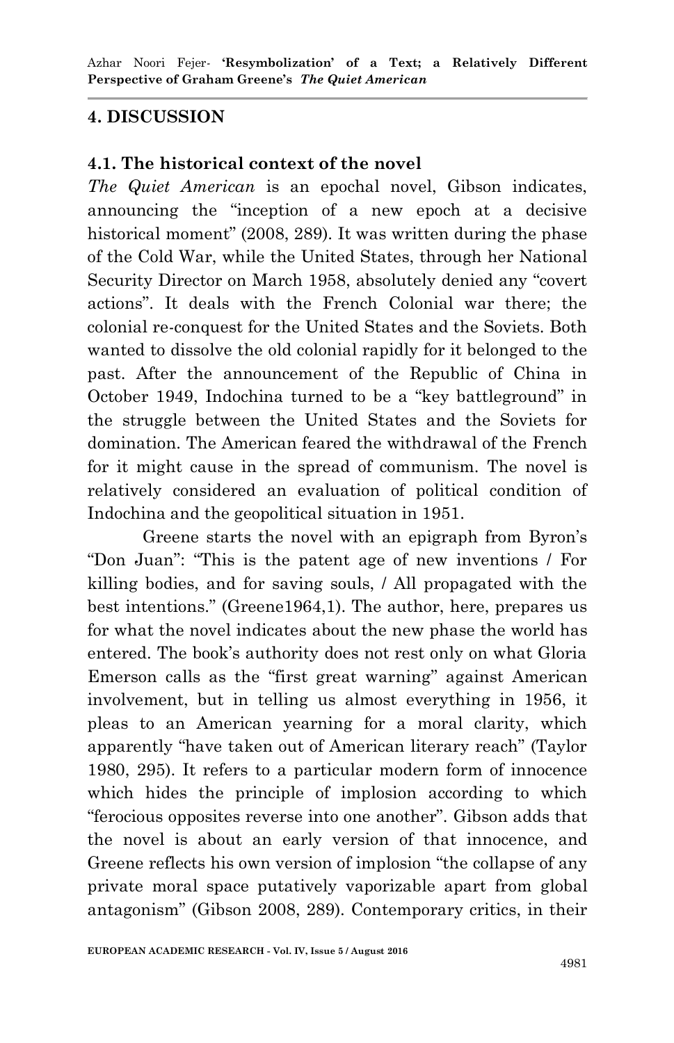## 4. DISCUSSION

### 4.1. The historical context of the novel

*The Quiet American* is an epochal novel, Gibson indicates, announcing the "inception of a new epoch at a decisive historical moment" (2008, 289). It was written during the phase of the Cold War, while the United States, through her National Security Director on March 1958, absolutely denied any "covert actions". It deals with the French Colonial war there; the colonial re-conquest for the United States and the Soviets. Both wanted to dissolve the old colonial rapidly for it belonged to the past. After the announcement of the Republic of China in October 1949, Indochina turned to be a "key battleground" in the struggle between the United States and the Soviets for domination. The American feared the withdrawal of the French for it might cause in the spread of communism. The novel is relatively considered an evaluation of political condition of Indochina and the geopolitical situation in 1951.

Greene starts the novel with an epigraph from Byron's "Don Juan": "This is the patent age of new inventions / For killing bodies, and for saving souls, / All propagated with the best intentions." (Greene1964,1). The author, here, prepares us for what the novel indicates about the new phase the world has entered. The book's authority does not rest only on what Gloria Emerson calls as the "first great warning" against American involvement, but in telling us almost everything in 1956, it pleas to an American yearning for a moral clarity, which apparently "have taken out of American literary reach" (Taylor 1980, 295). It refers to a particular modern form of innocence which hides the principle of implosion according to which "ferocious opposites reverse into one another". Gibson adds that the novel is about an early version of that innocence, and Greene reflects his own version of implosion "the collapse of any private moral space putatively vaporizable apart from global antagonism" (Gibson 2008, 289). Contemporary critics, in their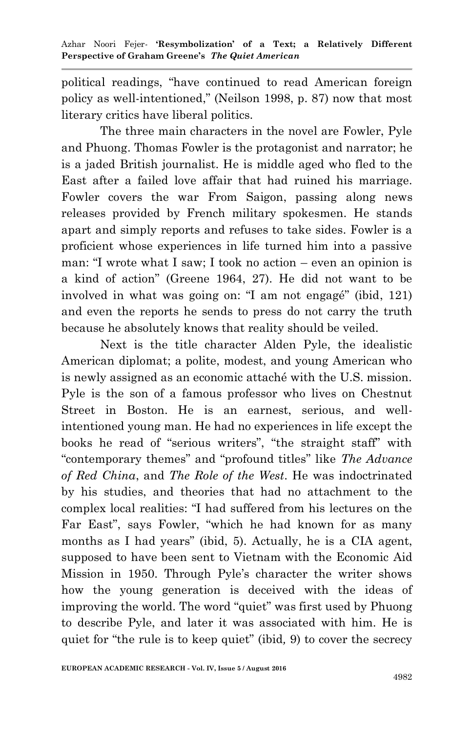political readings, "have continued to read American foreign policy as well-intentioned," (Neilson 1998, p. 87) now that most literary critics have liberal politics.

The three main characters in the novel are Fowler, Pyle and Phuong. Thomas Fowler is the protagonist and narrator; he is a jaded British journalist. He is middle aged who fled to the East after a failed love affair that had ruined his marriage. Fowler covers the war From Saigon, passing along news releases provided by French military spokesmen. He stands apart and simply reports and refuses to take sides. Fowler is a proficient whose experiences in life turned him into a passive man: "I wrote what I saw; I took no action – even an opinion is a kind of action" (Greene 1964, 27). He did not want to be involved in what was going on: "I am not engagé" (ibid, 121) and even the reports he sends to press do not carry the truth because he absolutely knows that reality should be veiled.

Next is the title character Alden Pyle, the idealistic American diplomat; a polite, modest, and young American who is newly assigned as an economic attaché with the U.S. mission. Pyle is the son of a famous professor who lives on Chestnut Street in Boston. He is an earnest, serious, and well-intentioned young man. He had no experiences in life except the books he read of "serious writers", "the straight staff" with "contemporary themes" and "profound titles" like *The Advance of Red China*, and *The Role of the West*. He was indoctrinated by his studies, and theories that had no attachment to the complex local realities: "I had suffered from his lectures on the Far East", says Fowler, "which he had known for as many months as I had years" (ibid, 5). Actually, he is a CIA agent, supposed to have been sent to Vietnam with the Economic Aid Mission in 1950. Through Pyle's character the writer shows how the young generation is deceived with the ideas of improving the world. The word "quiet" was first used by Phuong to describe Pyle, and later it was associated with him. He is quiet for "the rule is to keep quiet" (ibid*,* 9) to cover the secrecy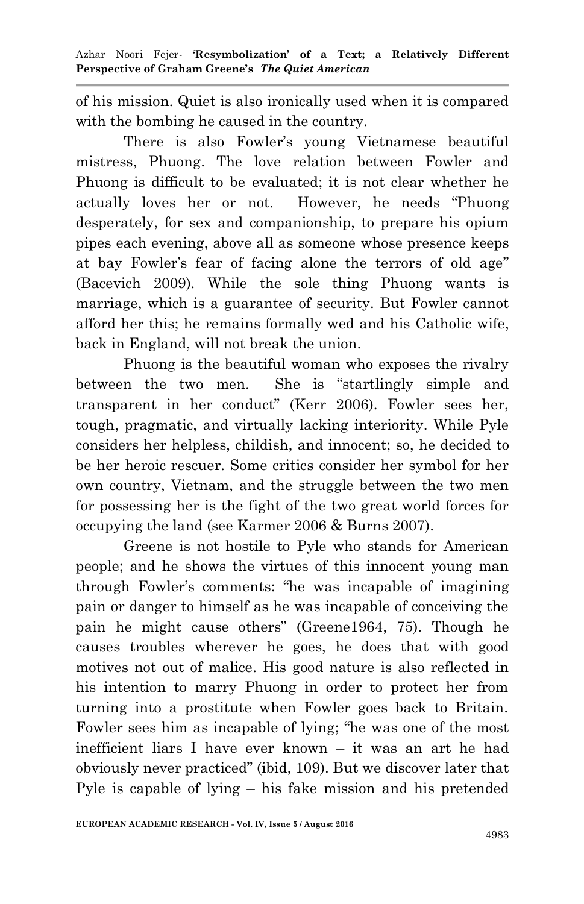of his mission. Quiet is also ironically used when it is compared with the bombing he caused in the country.

There is also Fowler's young Vietnamese beautiful mistress, Phuong. The love relation between Fowler and Phuong is difficult to be evaluated; it is not clear whether he actually loves her or not. However, he needs "Phuong desperately, for sex and companionship, to prepare his opium pipes each evening, above all as someone whose presence keeps at bay Fowler's fear of facing alone the terrors of old age" (Bacevich 2009). While the sole thing Phuong wants is marriage, which is a guarantee of security. But Fowler cannot afford her this; he remains formally wed and his Catholic wife, back in England, will not break the union.

Phuong is the beautiful woman who exposes the rivalry between the two men. She is "startlingly simple and transparent in her conduct" (Kerr 2006). Fowler sees her, tough, pragmatic, and virtually lacking interiority. While Pyle considers her helpless, childish, and innocent; so, he decided to be her heroic rescuer. Some critics consider her symbol for her own country, Vietnam, and the struggle between the two men for possessing her is the fight of the two great world forces for occupying the land (see Karmer 2006 & Burns 2007).

Greene is not hostile to Pyle who stands for American people; and he shows the virtues of this innocent young man through Fowler's comments: "he was incapable of imagining pain or danger to himself as he was incapable of conceiving the pain he might cause others" (Greene1964, 75). Though he causes troubles wherever he goes, he does that with good motives not out of malice. His good nature is also reflected in his intention to marry Phuong in order to protect her from turning into a prostitute when Fowler goes back to Britain. Fowler sees him as incapable of lying; "he was one of the most inefficient liars I have ever known – it was an art he had obviously never practiced" (ibid, 109). But we discover later that Pyle is capable of lying – his fake mission and his pretended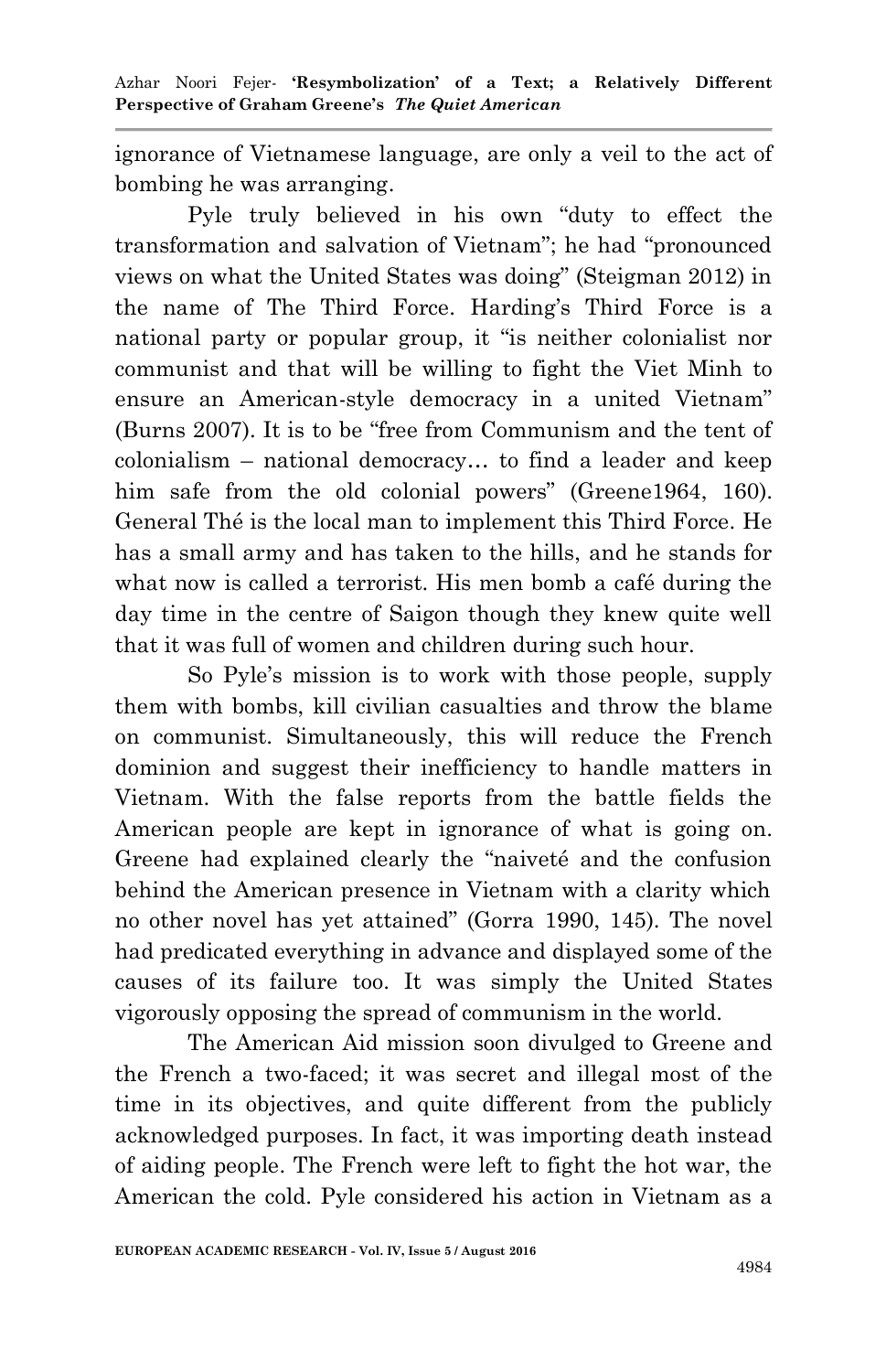ignorance of Vietnamese language, are only a veil to the act of bombing he was arranging.

Pyle truly believed in his own "duty to effect the transformation and salvation of Vietnam"; he had "pronounced views on what the United States was doing" (Steigman 2012) in the name of The Third Force. Harding's Third Force is a national party or popular group, it "is neither colonialist nor communist and that will be willing to fight the Viet Minh to ensure an American-style democracy in a united Vietnam" (Burns 2007). It is to be "free from Communism and the tent of colonialism – national democracy… to find a leader and keep him safe from the old colonial powers" (Greene1964, 160). General Thé is the local man to implement this Third Force. He has a small army and has taken to the hills, and he stands for what now is called a terrorist. His men bomb a café during the day time in the centre of Saigon though they knew quite well that it was full of women and children during such hour.

So Pyle's mission is to work with those people, supply them with bombs, kill civilian casualties and throw the blame on communist. Simultaneously, this will reduce the French dominion and suggest their inefficiency to handle matters in Vietnam. With the false reports from the battle fields the American people are kept in ignorance of what is going on. Greene had explained clearly the "naiveté and the confusion behind the American presence in Vietnam with a clarity which no other novel has yet attained" (Gorra 1990, 145). The novel had predicated everything in advance and displayed some of the causes of its failure too. It was simply the United States vigorously opposing the spread of communism in the world.

The American Aid mission soon divulged to Greene and the French a two-faced; it was secret and illegal most of the time in its objectives, and quite different from the publicly acknowledged purposes. In fact, it was importing death instead of aiding people. The French were left to fight the hot war, the American the cold. Pyle considered his action in Vietnam as a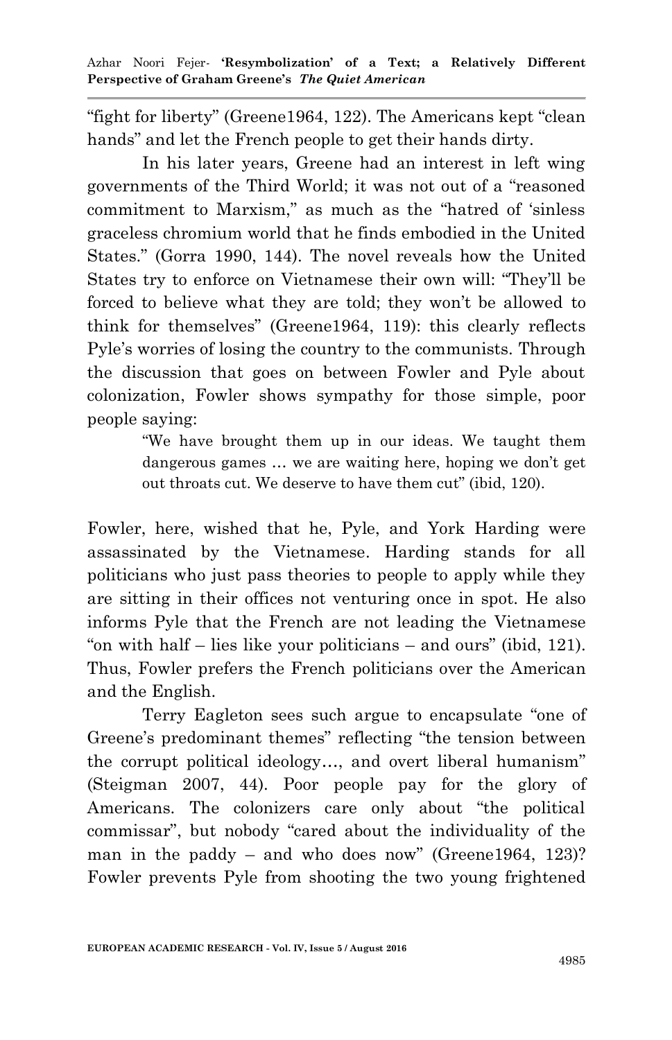"fight for liberty" (Greene1964, 122). The Americans kept "clean hands" and let the French people to get their hands dirty.

In his later years, Greene had an interest in left wing governments of the Third World; it was not out of a "reasoned commitment to Marxism," as much as the "hatred of 'sinless graceless chromium world that he finds embodied in the United States." (Gorra 1990, 144). The novel reveals how the United States try to enforce on Vietnamese their own will: "They'll be forced to believe what they are told; they won't be allowed to think for themselves" (Greene1964, 119): this clearly reflects Pyle's worries of losing the country to the communists. Through the discussion that goes on between Fowler and Pyle about colonization, Fowler shows sympathy for those simple, poor people saying:

> "We have brought them up in our ideas. We taught them dangerous games … we are waiting here, hoping we don't get out throats cut. We deserve to have them cut" (ibid, 120).

Fowler, here, wished that he, Pyle, and York Harding were assassinated by the Vietnamese. Harding stands for all politicians who just pass theories to people to apply while they are sitting in their offices not venturing once in spot. He also informs Pyle that the French are not leading the Vietnamese "on with half – lies like your politicians – and ours" (ibid, 121). Thus, Fowler prefers the French politicians over the American and the English.

Terry Eagleton sees such argue to encapsulate "one of Greene's predominant themes" reflecting "the tension between the corrupt political ideology…, and overt liberal humanism" (Steigman 2007, 44). Poor people pay for the glory of Americans. The colonizers care only about "the political commissar", but nobody "cared about the individuality of the man in the paddy – and who does now" (Greene1964, 123)? Fowler prevents Pyle from shooting the two young frightened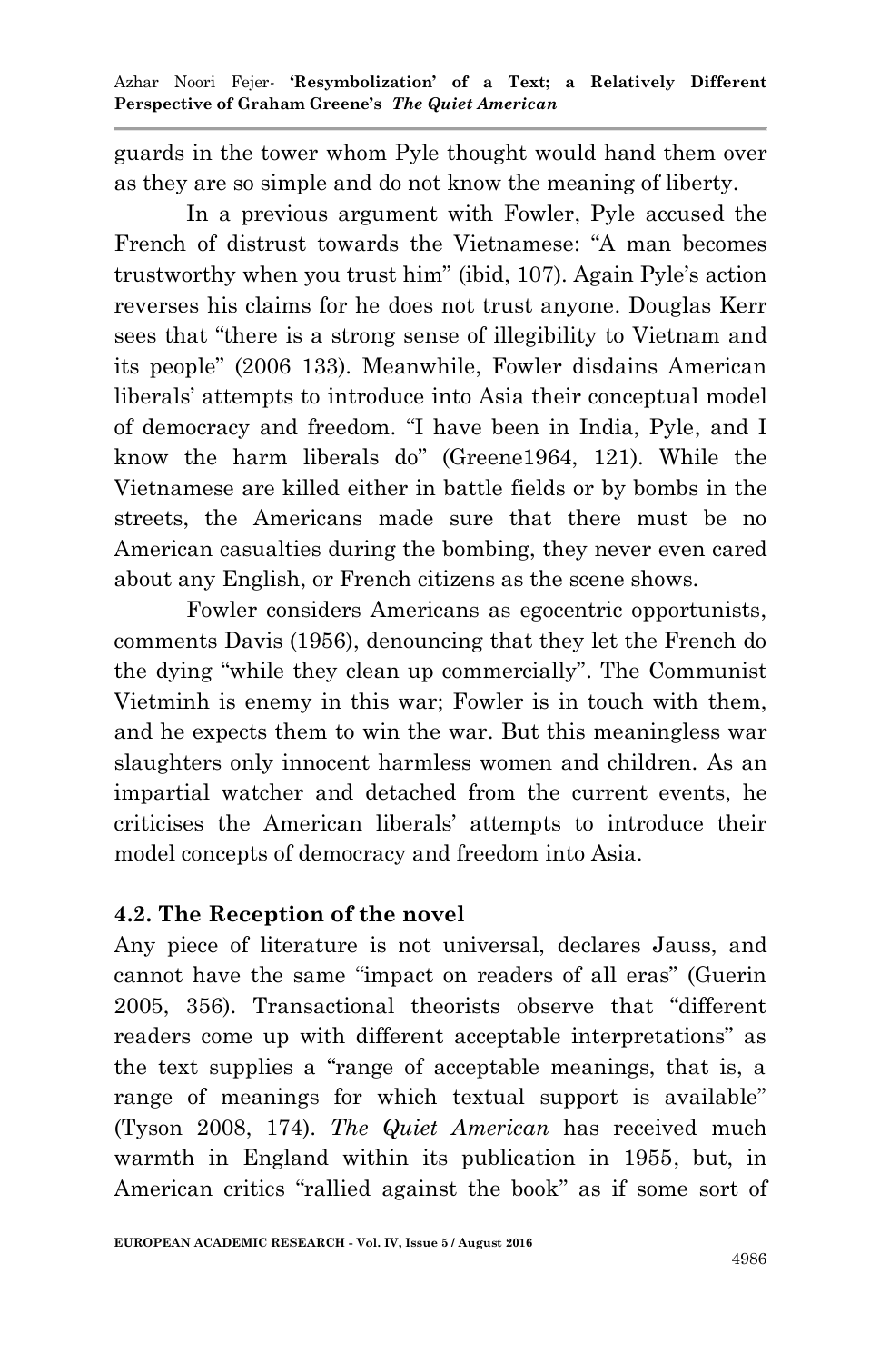guards in the tower whom Pyle thought would hand them over as they are so simple and do not know the meaning of liberty.

In a previous argument with Fowler, Pyle accused the French of distrust towards the Vietnamese: "A man becomes trustworthy when you trust him" (ibid, 107). Again Pyle's action reverses his claims for he does not trust anyone. Douglas Kerr sees that "there is a strong sense of illegibility to Vietnam and its people" (2006 133). Meanwhile, Fowler disdains American liberals' attempts to introduce into Asia their conceptual model of democracy and freedom. "I have been in India, Pyle, and I know the harm liberals do" (Greene1964, 121). While the Vietnamese are killed either in battle fields or by bombs in the streets, the Americans made sure that there must be no American casualties during the bombing, they never even cared about any English, or French citizens as the scene shows.

Fowler considers Americans as egocentric opportunists, comments Davis (1956), denouncing that they let the French do the dying "while they clean up commercially". The Communist Vietminh is enemy in this war; Fowler is in touch with them, and he expects them to win the war. But this meaningless war slaughters only innocent harmless women and children. As an impartial watcher and detached from the current events, he criticises the American liberals' attempts to introduce their model concepts of democracy and freedom into Asia.

### 4.2. The Reception of the novel

Any piece of literature is not universal, declares Jauss, and cannot have the same "impact on readers of all eras" (Guerin 2005, 356). Transactional theorists observe that "different readers come up with different acceptable interpretations" as the text supplies a "range of acceptable meanings, that is, a range of meanings for which textual support is available" (Tyson 2008, 174). *The Quiet American* has received much warmth in England within its publication in 1955, but, in American critics "rallied against the book" as if some sort of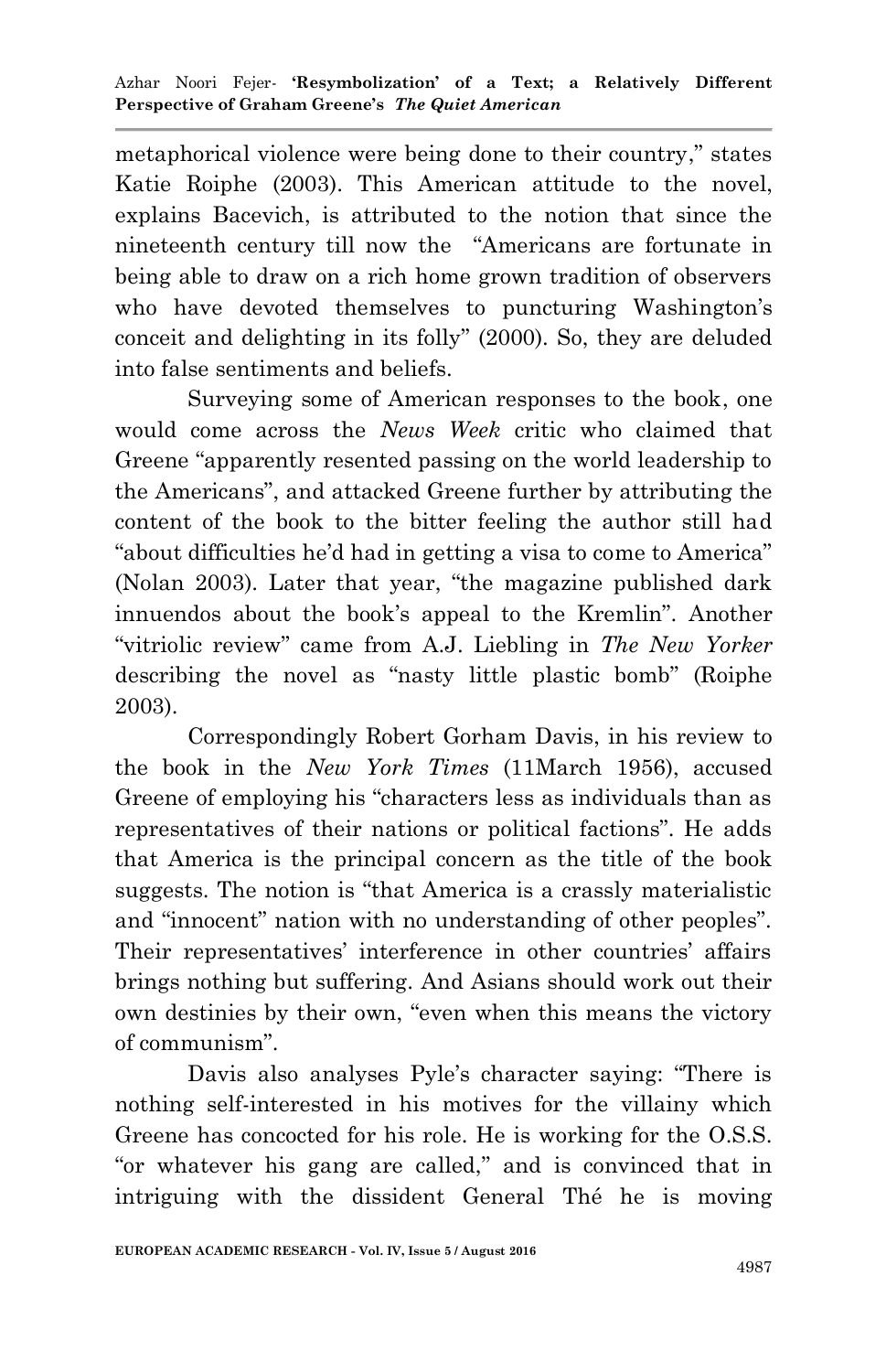metaphorical violence were being done to their country," states Katie Roiphe (2003). This American attitude to the novel, explains Bacevich, is attributed to the notion that since the nineteenth century till now the "Americans are fortunate in being able to draw on a rich home grown tradition of observers who have devoted themselves to puncturing Washington's conceit and delighting in its folly" (2000). So, they are deluded into false sentiments and beliefs.

Surveying some of American responses to the book, one would come across the *News Week* critic who claimed that Greene "apparently resented passing on the world leadership to the Americans", and attacked Greene further by attributing the content of the book to the bitter feeling the author still had "about difficulties he'd had in getting a visa to come to America" (Nolan 2003). Later that year, "the magazine published dark innuendos about the book's appeal to the Kremlin". Another "vitriolic review" came from A.J. Liebling in *The New Yorker* describing the novel as "nasty little plastic bomb" (Roiphe 2003).

Correspondingly Robert Gorham Davis, in his review to the book in the *New York Times* (11March 1956), accused Greene of employing his "characters less as individuals than as representatives of their nations or political factions". He adds that America is the principal concern as the title of the book suggests. The notion is "that America is a crassly materialistic and "innocent" nation with no understanding of other peoples". Their representatives' interference in other countries' affairs brings nothing but suffering. And Asians should work out their own destinies by their own, "even when this means the victory of communism".

Davis also analyses Pyle's character saying: "There is nothing self-interested in his motives for the villainy which Greene has concocted for his role. He is working for the O.S.S. "or whatever his gang are called," and is convinced that in intriguing with the dissident General Thé he is moving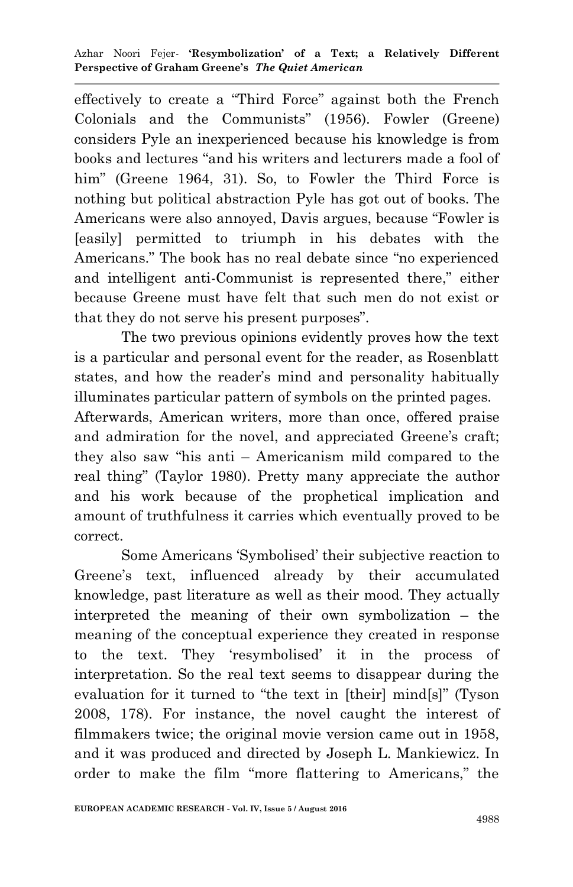effectively to create a "Third Force" against both the French Colonials and the Communists" (1956). Fowler (Greene) considers Pyle an inexperienced because his knowledge is from books and lectures "and his writers and lecturers made a fool of him" (Greene 1964, 31). So, to Fowler the Third Force is nothing but political abstraction Pyle has got out of books. The Americans were also annoyed, Davis argues, because "Fowler is [easily] permitted to triumph in his debates with the Americans." The book has no real debate since "no experienced and intelligent anti-Communist is represented there," either because Greene must have felt that such men do not exist or that they do not serve his present purposes".

The two previous opinions evidently proves how the text is a particular and personal event for the reader, as Rosenblatt states, and how the reader's mind and personality habitually illuminates particular pattern of symbols on the printed pages. Afterwards, American writers, more than once, offered praise and admiration for the novel, and appreciated Greene's craft; they also saw "his anti – Americanism mild compared to the real thing" (Taylor 1980). Pretty many appreciate the author and his work because of the prophetical implication and amount of truthfulness it carries which eventually proved to be correct.

Some Americans 'Symbolised' their subjective reaction to Greene's text, influenced already by their accumulated knowledge, past literature as well as their mood. They actually interpreted the meaning of their own symbolization – the meaning of the conceptual experience they created in response to the text. They 'resymbolised' it in the process of interpretation. So the real text seems to disappear during the evaluation for it turned to "the text in [their] mind[s]" (Tyson 2008, 178). For instance, the novel caught the interest of filmmakers twice; the original movie version came out in 1958, and it was produced and directed by Joseph L. Mankiewicz. In order to make the film "more flattering to Americans," the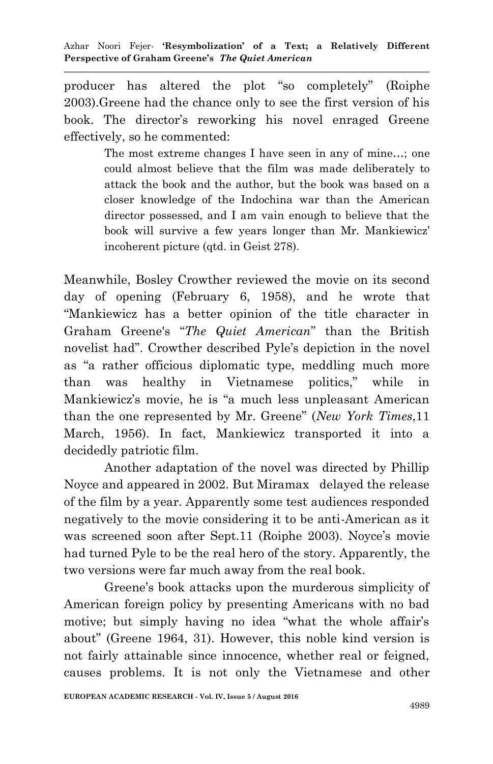producer has altered the plot "so completely" (Roiphe 2003).Greene had the chance only to see the first version of his book. The director's reworking his novel enraged Greene effectively, so he commented:

> The most extreme changes I have seen in any of mine…; one could almost believe that the film was made deliberately to attack the book and the author, but the book was based on a closer knowledge of the Indochina war than the American director possessed, and I am vain enough to believe that the book will survive a few years longer than Mr. Mankiewicz' incoherent picture (qtd. in Geist 278).

Meanwhile, Bosley Crowther reviewed the movie on its second day of opening (February 6, 1958), and he wrote that "Mankiewicz has a better opinion of the title character in Graham Greene's "*The Quiet American*" than the British novelist had". Crowther described Pyle's depiction in the novel as "a rather officious diplomatic type, meddling much more than was healthy in Vietnamese politics," while in Mankiewicz's movie, he is "a much less unpleasant American than the one represented by Mr. Greene" (*New York Times*,11 March, 1956). In fact, Mankiewicz transported it into a decidedly patriotic film.

Another adaptation of the novel was directed by Phillip Noyce and appeared in 2002. But Miramax delayed the release of the film by a year. Apparently some test audiences responded negatively to the movie considering it to be anti-American as it was screened soon after Sept.11 (Roiphe 2003). Noyce's movie had turned Pyle to be the real hero of the story. Apparently, the two versions were far much away from the real book.

Greene's book attacks upon the murderous simplicity of American foreign policy by presenting Americans with no bad motive; but simply having no idea "what the whole affair's about" (Greene 1964, 31). However, this noble kind version is not fairly attainable since innocence, whether real or feigned, causes problems. It is not only the Vietnamese and other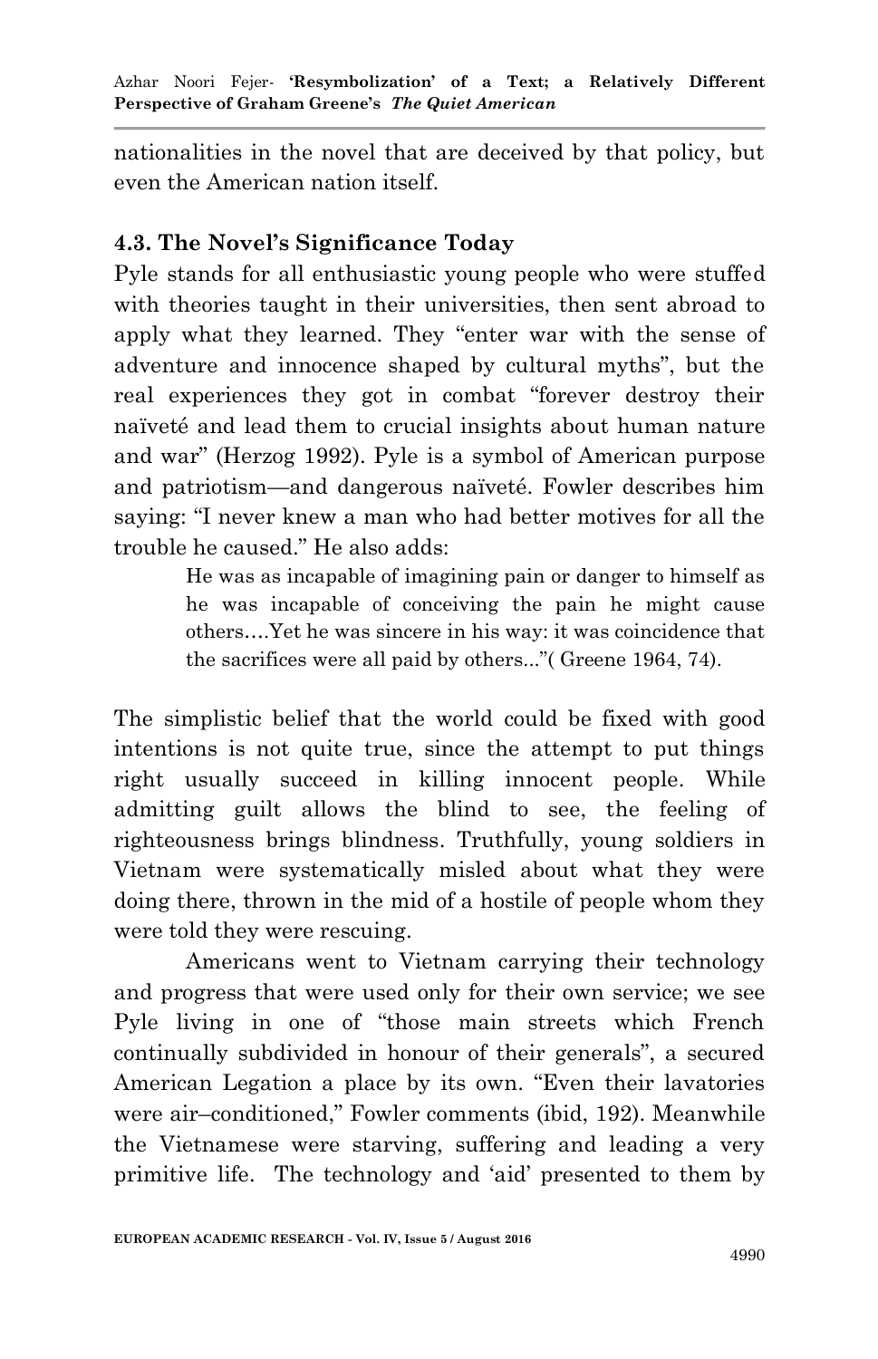nationalities in the novel that are deceived by that policy, but even the American nation itself.

### 4.3. The Novel's Significance Today

Pyle stands for all enthusiastic young people who were stuffed with theories taught in their universities, then sent abroad to apply what they learned. They "enter war with the sense of adventure and innocence shaped by cultural myths", but the real experiences they got in combat "forever destroy their naïveté and lead them to crucial insights about human nature and war" (Herzog 1992). Pyle is a symbol of American purpose and patriotism—and dangerous naïveté. Fowler describes him saying: "I never knew a man who had better motives for all the trouble he caused." He also adds:

> He was as incapable of imagining pain or danger to himself as he was incapable of conceiving the pain he might cause others….Yet he was sincere in his way: it was coincidence that the sacrifices were all paid by others..."( Greene 1964, 74).

The simplistic belief that the world could be fixed with good intentions is not quite true, since the attempt to put things right usually succeed in killing innocent people. While admitting guilt allows the blind to see, the feeling of righteousness brings blindness. Truthfully, young soldiers in Vietnam were systematically misled about what they were doing there, thrown in the mid of a hostile of people whom they were told they were rescuing.

Americans went to Vietnam carrying their technology and progress that were used only for their own service; we see Pyle living in one of "those main streets which French continually subdivided in honour of their generals", a secured American Legation a place by its own. "Even their lavatories were air–conditioned," Fowler comments (ibid, 192). Meanwhile the Vietnamese were starving, suffering and leading a very primitive life. The technology and 'aid' presented to them by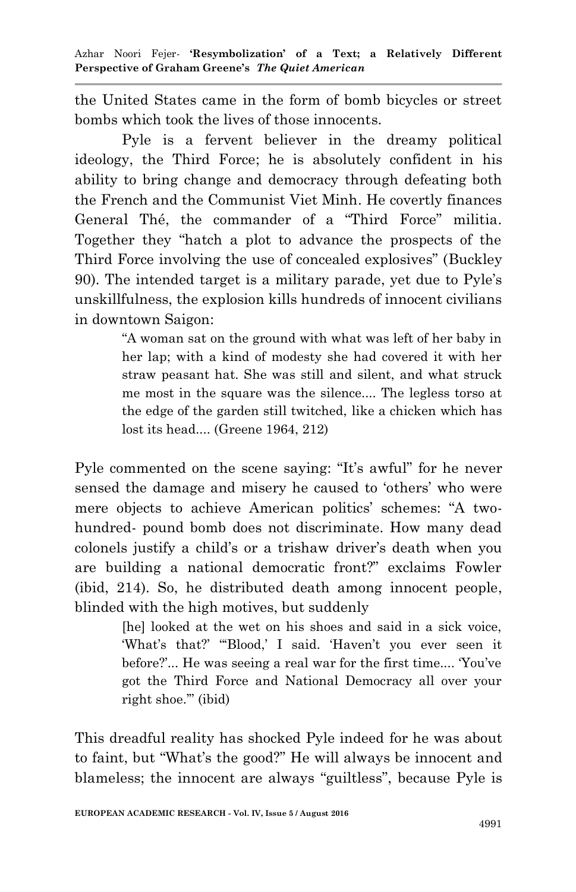the United States came in the form of bomb bicycles or street bombs which took the lives of those innocents.

Pyle is a fervent believer in the dreamy political ideology, the Third Force; he is absolutely confident in his ability to bring change and democracy through defeating both the French and the Communist Viet Minh. He covertly finances General Thé, the commander of a "Third Force" militia. Together they "hatch a plot to advance the prospects of the Third Force involving the use of concealed explosives" (Buckley 90). The intended target is a military parade, yet due to Pyle's unskillfulness, the explosion kills hundreds of innocent civilians in downtown Saigon:

> "A woman sat on the ground with what was left of her baby in her lap; with a kind of modesty she had covered it with her straw peasant hat. She was still and silent, and what struck me most in the square was the silence.... The legless torso at the edge of the garden still twitched, like a chicken which has lost its head.... (Greene 1964, 212)

Pyle commented on the scene saying: "It's awful" for he never sensed the damage and misery he caused to 'others' who were mere objects to achieve American politics' schemes: "A two-hundred- pound bomb does not discriminate. How many dead colonels justify a child's or a trishaw driver's death when you are building a national democratic front?" exclaims Fowler (ibid, 214). So, he distributed death among innocent people, blinded with the high motives, but suddenly

> [he] looked at the wet on his shoes and said in a sick voice, 'What's that?' '"Blood,' I said. 'Haven't you ever seen it before?'... He was seeing a real war for the first time.... 'You've got the Third Force and National Democracy all over your right shoe.'" (ibid)

This dreadful reality has shocked Pyle indeed for he was about to faint, but "What's the good?" He will always be innocent and blameless; the innocent are always "guiltless", because Pyle is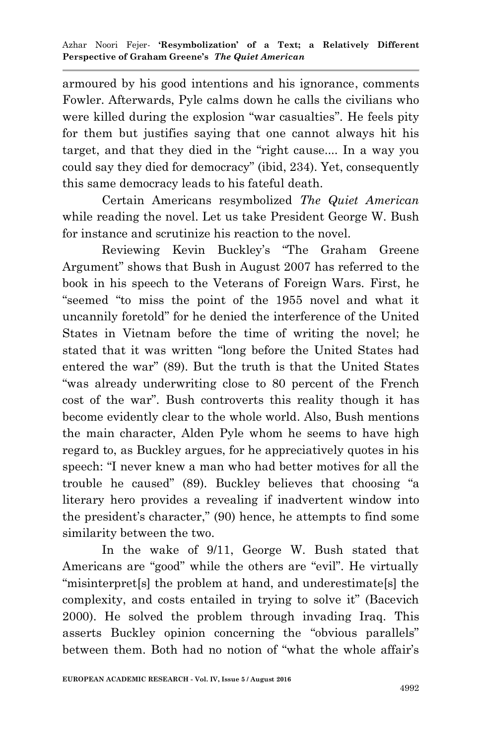armoured by his good intentions and his ignorance, comments Fowler. Afterwards, Pyle calms down he calls the civilians who were killed during the explosion "war casualties". He feels pity for them but justifies saying that one cannot always hit his target, and that they died in the "right cause.... In a way you could say they died for democracy" (ibid, 234). Yet, consequently this same democracy leads to his fateful death.

Certain Americans resymbolized *The Quiet American* while reading the novel. Let us take President George W. Bush for instance and scrutinize his reaction to the novel.

Reviewing Kevin Buckley's "The Graham Greene Argument" shows that Bush in August 2007 has referred to the book in his speech to the Veterans of Foreign Wars. First, he "seemed "to miss the point of the 1955 novel and what it uncannily foretold" for he denied the interference of the United States in Vietnam before the time of writing the novel; he stated that it was written "long before the United States had entered the war" (89). But the truth is that the United States "was already underwriting close to 80 percent of the French cost of the war". Bush controverts this reality though it has become evidently clear to the whole world. Also, Bush mentions the main character, Alden Pyle whom he seems to have high regard to, as Buckley argues, for he appreciatively quotes in his speech: "I never knew a man who had better motives for all the trouble he caused" (89). Buckley believes that choosing "a literary hero provides a revealing if inadvertent window into the president's character," (90) hence, he attempts to find some similarity between the two.

In the wake of 9/11, George W. Bush stated that Americans are "good" while the others are "evil". He virtually "misinterpret[s] the problem at hand, and underestimate[s] the complexity, and costs entailed in trying to solve it" (Bacevich 2000). He solved the problem through invading Iraq. This asserts Buckley opinion concerning the "obvious parallels" between them. Both had no notion of "what the whole affair's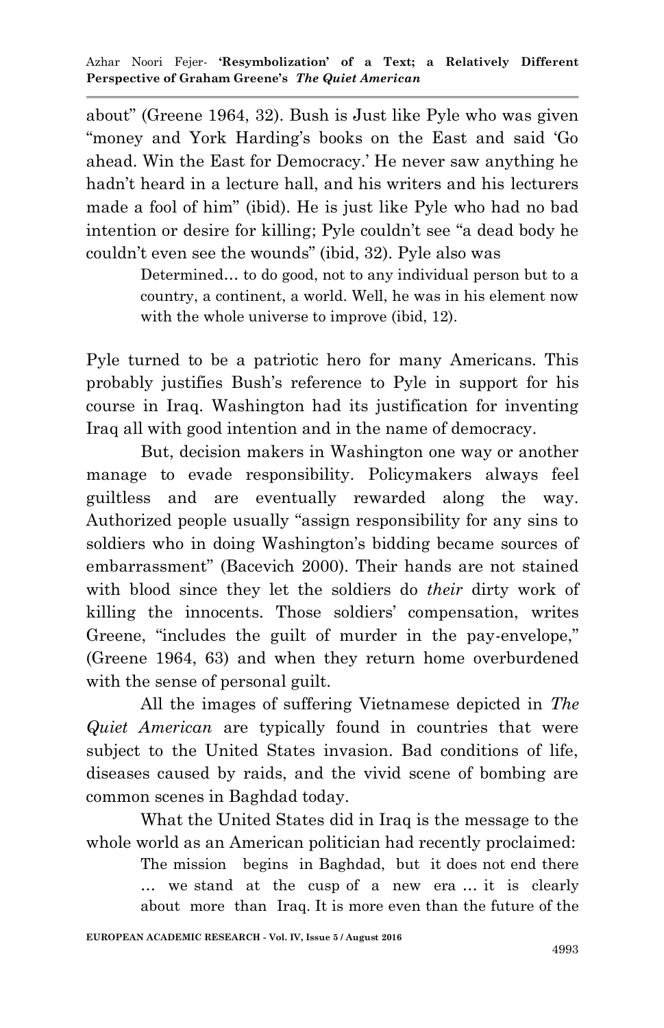about" (Greene 1964, 32). Bush is Just like Pyle who was given "money and York Harding's books on the East and said 'Go ahead. Win the East for Democracy.' He never saw anything he hadn't heard in a lecture hall, and his writers and his lecturers made a fool of him" (ibid). He is just like Pyle who had no bad intention or desire for killing; Pyle couldn't see "a dead body he couldn't even see the wounds" (ibid, 32). Pyle also was

> Determined… to do good, not to any individual person but to a country, a continent, a world. Well, he was in his element now with the whole universe to improve (ibid, 12).

Pyle turned to be a patriotic hero for many Americans. This probably justifies Bush's reference to Pyle in support for his course in Iraq. Washington had its justification for inventing Iraq all with good intention and in the name of democracy.

But, decision makers in Washington one way or another manage to evade responsibility. Policymakers always feel guiltless and are eventually rewarded along the way. Authorized people usually "assign responsibility for any sins to soldiers who in doing Washington's bidding became sources of embarrassment" (Bacevich 2000). Their hands are not stained with blood since they let the soldiers do *their* dirty work of killing the innocents. Those soldiers' compensation, writes Greene, "includes the guilt of murder in the pay-envelope," (Greene 1964, 63) and when they return home overburdened with the sense of personal guilt.

All the images of suffering Vietnamese depicted in *The Quiet American* are typically found in countries that were subject to the United States invasion. Bad conditions of life, diseases caused by raids, and the vivid scene of bombing are common scenes in Baghdad today.

What the United States did in Iraq is the message to the whole world as an American politician had recently proclaimed:

> The mission begins in Baghdad, but it does not end there … we stand at the cusp of a new era … it is clearly about more than Iraq. It is more even than the future of the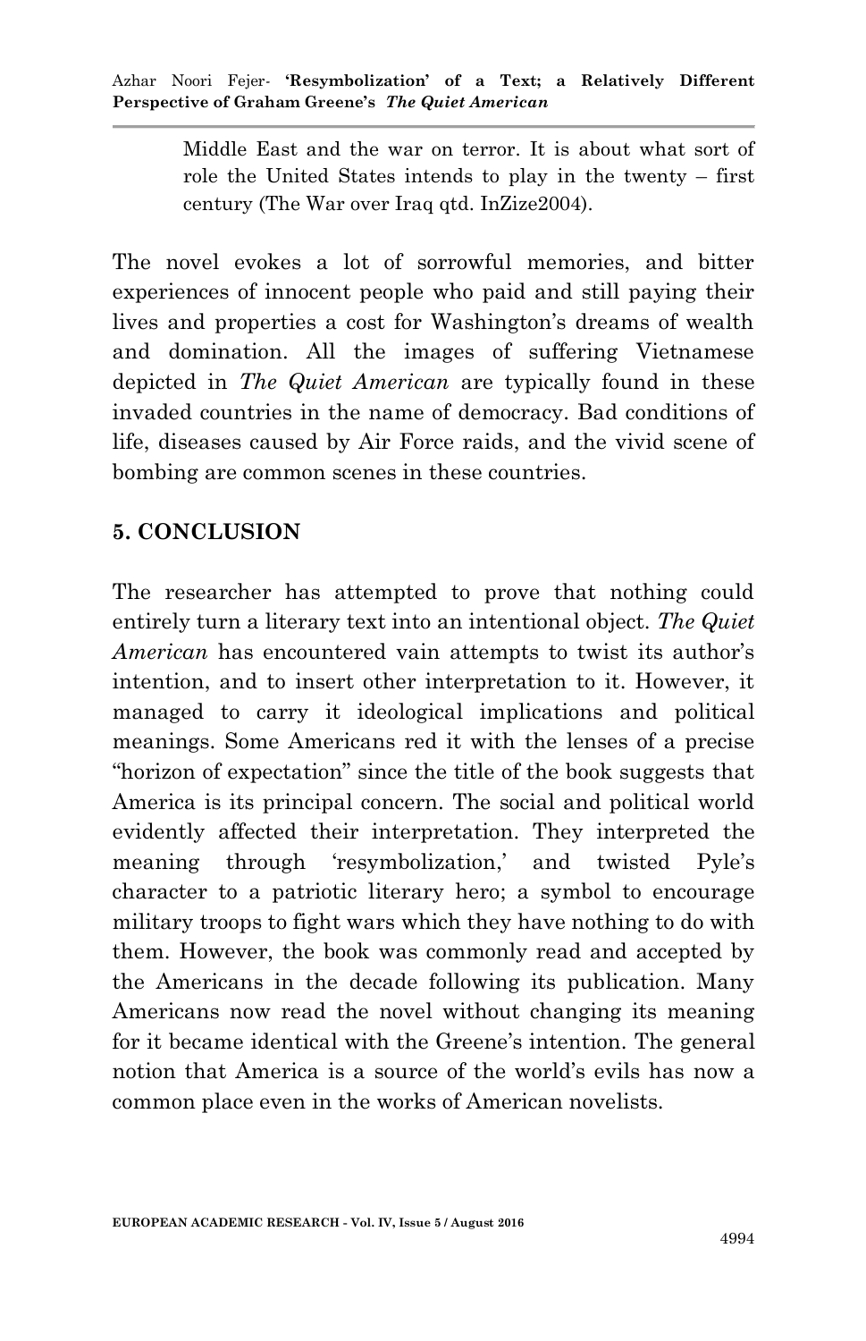> Middle East and the war on terror. It is about what sort of role the United States intends to play in the twenty – first century (The War over Iraq qtd. InZize2004).

The novel evokes a lot of sorrowful memories, and bitter experiences of innocent people who paid and still paying their lives and properties a cost for Washington's dreams of wealth and domination. All the images of suffering Vietnamese depicted in *The Quiet American* are typically found in these invaded countries in the name of democracy. Bad conditions of life, diseases caused by Air Force raids, and the vivid scene of bombing are common scenes in these countries.

## 5. CONCLUSION

The researcher has attempted to prove that nothing could entirely turn a literary text into an intentional object. *The Quiet American* has encountered vain attempts to twist its author's intention, and to insert other interpretation to it. However, it managed to carry it ideological implications and political meanings. Some Americans red it with the lenses of a precise "horizon of expectation" since the title of the book suggests that America is its principal concern. The social and political world evidently affected their interpretation. They interpreted the meaning through 'resymbolization,' and twisted Pyle's character to a patriotic literary hero; a symbol to encourage military troops to fight wars which they have nothing to do with them. However, the book was commonly read and accepted by the Americans in the decade following its publication. Many Americans now read the novel without changing its meaning for it became identical with the Greene's intention. The general notion that America is a source of the world's evils has now a common place even in the works of American novelists.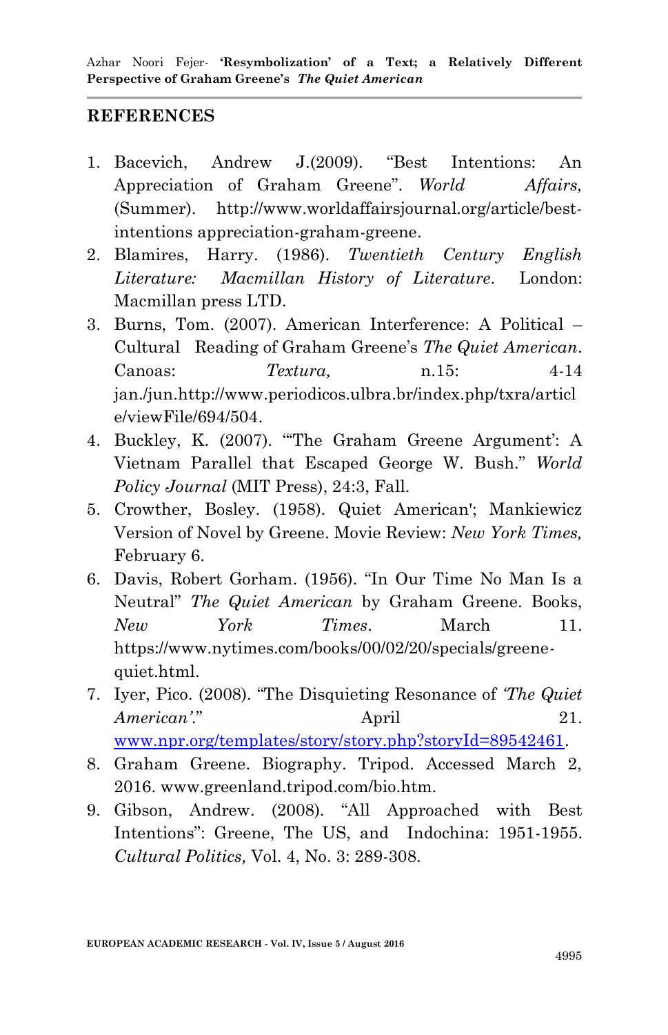## REFERENCES

1. Bacevich, Andrew J.(2009). "Best Intentions: An Appreciation of Graham Greene". *World Affairs,* (Summer). http://www.worldaffairsjournal.org/article/best-intentions appreciation-graham-greene.
2. Blamires, Harry. (1986). *Twentieth Century English Literature: Macmillan History of Literature*. London: Macmillan press LTD.
3. Burns, Tom. (2007). American Interference: A Political – Cultural Reading of Graham Greene's *The Quiet American*. Canoas: *Textura,* n.15: 4-14 jan./jun.http://www.periodicos.ulbra.br/index.php/txra/article/viewFile/694/504.
4. Buckley, K. (2007). "'The Graham Greene Argument': A Vietnam Parallel that Escaped George W. Bush." *World Policy Journal* (MIT Press), 24:3, Fall.
5. Crowther, Bosley. (1958). Quiet American'; Mankiewicz Version of Novel by Greene. Movie Review: *New York Times,* February 6.
6. Davis, Robert Gorham. (1956). "In Our Time No Man Is a Neutral" *The Quiet American* by Graham Greene. Books, *New York Times*. March 11. https://www.nytimes.com/books/00/02/20/specials/greene-quiet.html.
7. Iyer, Pico. (2008). "The Disquieting Resonance of *'The Quiet American'*." April 21. www.npr.org/templates/story/story.php?storyId=89542461.
8. Graham Greene. Biography. Tripod. Accessed March 2, 2016. www.greenland.tripod.com/bio.htm.
9. Gibson, Andrew. (2008). "All Approached with Best Intentions": Greene, The US, and Indochina: 1951-1955. *Cultural Politics,* Vol. 4, No. 3: 289-308.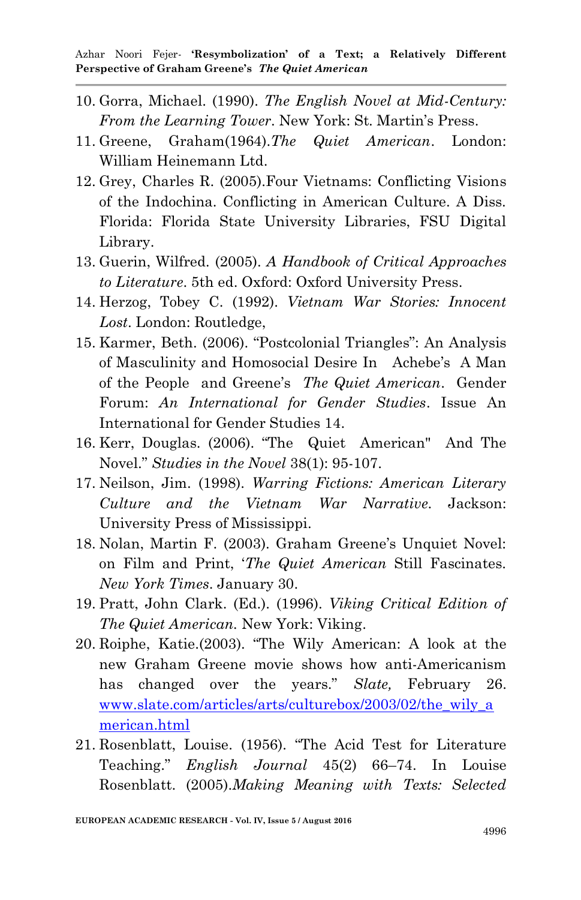10. Gorra, Michael. (1990). *The English Novel at Mid-Century: From the Learning Tower*. New York: St. Martin's Press.
11. Greene, Graham(1964).*The Quiet American*. London: William Heinemann Ltd.
12. Grey, Charles R. (2005).Four Vietnams: Conflicting Visions of the Indochina. Conflicting in American Culture. A Diss. Florida: Florida State University Libraries, FSU Digital Library.
13. Guerin, Wilfred. (2005). *A Handbook of Critical Approaches to Literature*. 5th ed. Oxford: Oxford University Press.
14. Herzog, Tobey C. (1992). *Vietnam War Stories: Innocent Lost*. London: Routledge,
15. Karmer, Beth. (2006). "Postcolonial Triangles": An Analysis of Masculinity and Homosocial Desire In Achebe's A Man of the People and Greene's *The Quiet American*. Gender Forum: *An International for Gender Studies*. Issue An International for Gender Studies 14.
16. Kerr, Douglas. (2006). "The Quiet American" And The Novel." *Studies in the Novel* 38(1): 95-107.
17. Neilson, Jim. (1998). *Warring Fictions: American Literary Culture and the Vietnam War Narrative*. Jackson: University Press of Mississippi.
18. Nolan, Martin F. (2003). Graham Greene's Unquiet Novel: on Film and Print, '*The Quiet American* Still Fascinates. *New York Times*. January 30.
19. Pratt, John Clark. (Ed.). (1996). *Viking Critical Edition of The Quiet American*. New York: Viking.
20. Roiphe, Katie.(2003). "The Wily American: A look at the new Graham Greene movie shows how anti-Americanism has changed over the years." *Slate,* February 26. www.slate.com/articles/arts/culturebox/2003/02/the_wily_american.html
21. Rosenblatt, Louise. (1956). "The Acid Test for Literature Teaching." *English Journal* 45(2) 66–74. In Louise Rosenblatt. (2005).*Making Meaning with Texts: Selected*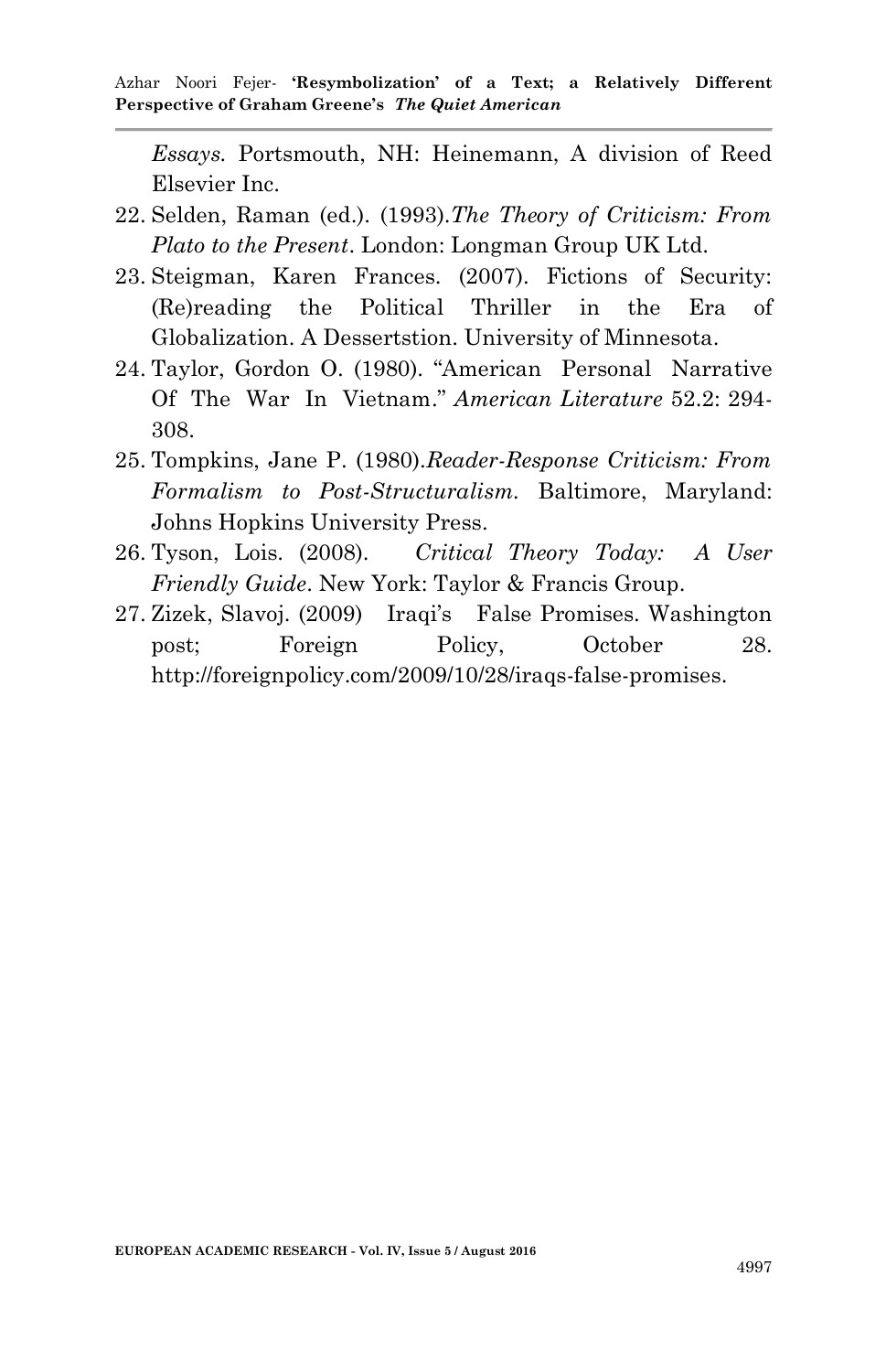*Essays.* Portsmouth, NH: Heinemann, A division of Reed Elsevier Inc.

22. Selden, Raman (ed.). (1993).*The Theory of Criticism: From Plato to the Present*. London: Longman Group UK Ltd.
23. Steigman, Karen Frances. (2007). Fictions of Security: (Re)reading the Political Thriller in the Era of Globalization. A Dessertstion. University of Minnesota.
24. Taylor, Gordon O. (1980). "American Personal Narrative Of The War In Vietnam." *American Literature* 52.2: 294-308.
25. Tompkins, Jane P. (1980).*Reader-Response Criticism: From Formalism to Post-Structuralism*. Baltimore, Maryland: Johns Hopkins University Press.
26. Tyson, Lois. (2008). *Critical Theory Today: A User Friendly Guide*. New York: Taylor & Francis Group.
27. Zizek, Slavoj. (2009) Iraqi's False Promises. Washington post; Foreign Policy, October 28. http://foreignpolicy.com/2009/10/28/iraqs-false-promises.